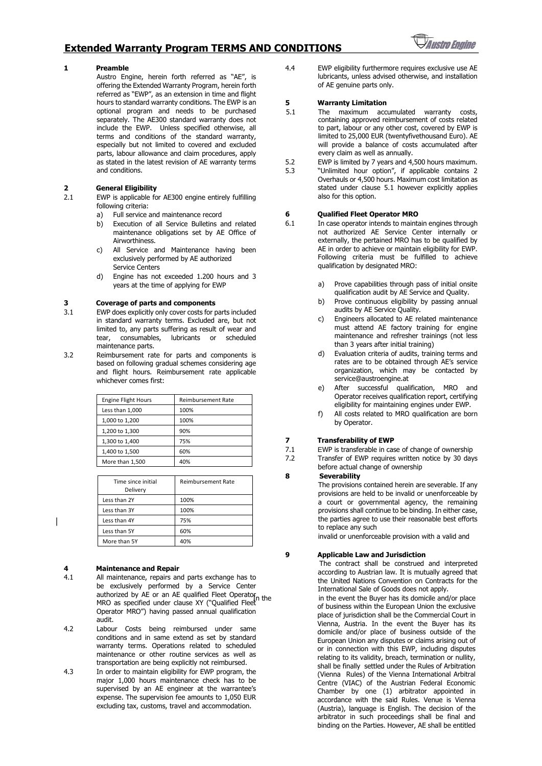# Extended Warranty Program TERMS AND CONDITIONS

## 1 Preamble

Austro Engine, herein forth referred as "AE", is offering the Extended Warranty Program, herein forth referred as "EWP", as an extension in time and flight hours to standard warranty conditions. The EWP is an optional program and needs to be purchased separately. The AE300 standard warranty does not include the EWP. Unless specified otherwise, all terms and conditions of the standard warranty, especially but not limited to covered and excluded parts, labour allowance and claim procedures, apply as stated in the latest revision of AE warranty terms and conditions.

## 2 General Eligibility

2.1 EWP is applicable for AE300 engine entirely fulfilling following criteria:

a) Full service and maintenance record
b) Execution of all Service Bulletins and related maintenance obligations set by AE Office of Airworthiness.
c) All Service and Maintenance having been exclusively performed by AE authorized Service Centers
d) Engine has not exceeded 1.200 hours and 3 years at the time of applying for EWP

## 3 Coverage of parts and components

3.1 EWP does explicitly only cover costs for parts included in standard warranty terms. Excluded are, but not limited to, any parts suffering as result of wear and tear, consumables, lubricants or scheduled maintenance parts.

3.2 Reimbursement rate for parts and components is based on following gradual schemes considering age and flight hours. Reimbursement rate applicable whichever comes first:

| Engine Flight Hours | Reimbursement Rate |
|---|---|
| Less than 1,000 | 100% |
| 1,000 to 1,200 | 100% |
| 1,200 to 1,300 | 90% |
| 1,300 to 1,400 | 75% |
| 1,400 to 1,500 | 60% |
| More than 1,500 | 40% |

| Time since initial Delivery | Reimbursement Rate |
|---|---|
| Less than 2Y | 100% |
| Less than 3Y | 100% |
| Less than 4Y | 75% |
| Less than 5Y | 60% |
| More than 5Y | 40% |

## 4 Maintenance and Repair

4.1 All maintenance, repairs and parts exchange has to be exclusively performed by a Service Center authorized by AE or an AE qualified Fleet Operator MRO as specified under clause XY ("Qualified Fleet Operator MRO") having passed annual qualification audit.

4.2 Labour Costs being reimbursed under same conditions and in same extend as set by standard warranty terms. Operations related to scheduled maintenance or other routine services as well as transportation are being explicitly not reimbursed.

4.3 In order to maintain eligibility for EWP program, the major 1,000 hours maintenance check has to be supervised by an AE engineer at the warrantee's expense. The supervision fee amounts to 1,050 EUR excluding tax, customs, travel and accommodation.

4.4 EWP eligibility furthermore requires exclusive use AE lubricants, unless advised otherwise, and installation of AE genuine parts only.

## 5 Warranty Limitation

5.1 The maximum accumulated warranty costs, containing approved reimbursement of costs related to part, labour or any other cost, covered by EWP is limited to 25,000 EUR (twentyfivethousand Euro). AE will provide a balance of costs accumulated after every claim as well as annually.

5.2 EWP is limited by 7 years and 4,500 hours maximum.

5.3 "Unlimited hour option", if applicable contains 2 Overhauls or 4,500 hours. Maximum cost limitation as stated under clause 5.1 however explicitly applies also for this option.

## 6 Qualified Fleet Operator MRO

6.1 In case operator intends to maintain engines through not authorized AE Service Center internally or externally, the pertained MRO has to be qualified by AE in order to achieve or maintain eligibility for EWP. Following criteria must be fulfilled to achieve qualification by designated MRO:

a) Prove capabilities through pass of initial onsite qualification audit by AE Service and Quality.
b) Prove continuous eligibility by passing annual audits by AE Service Quality.
c) Engineers allocated to AE related maintenance must attend AE factory training for engine maintenance and refresher trainings (not less than 3 years after initial training)
d) Evaluation criteria of audits, training terms and rates are to be obtained through AE's service organization, which may be contacted by service@austroengine.at
e) After successful qualification, MRO and Operator receives qualification report, certifying eligibility for maintaining engines under EWP.
f) All costs related to MRO qualification are born by Operator.

## 7 Transferability of EWP

7.1 EWP is transferable in case of change of ownership

7.2 Transfer of EWP requires written notice by 30 days before actual change of ownership

## 8 Severability

The provisions contained herein are severable. If any provisions are held to be invalid or unenforceable by a court or governmental agency, the remaining provisions shall continue to be binding. In either case, the parties agree to use their reasonable best efforts to replace any such

invalid or unenforceable provision with a valid and

## 9 Applicable Law and Jurisdiction

The contract shall be construed and interpreted according to Austrian law. It is mutually agreed that the United Nations Convention on Contracts for the International Sale of Goods does not apply.

In the in the event the Buyer has its domicile and/or place of business within the European Union the exclusive place of jurisdiction shall be the Commercial Court in Vienna, Austria. In the event the Buyer has its domicile and/or place of business outside of the European Union any disputes or claims arising out of or in connection with this EWP, including disputes relating to its validity, breach, termination or nullity, shall be finally settled under the Rules of Arbitration (Vienna Rules) of the Vienna International Arbitral Centre (VIAC) of the Austrian Federal Economic Chamber by one (1) arbitrator appointed in accordance with the said Rules. Venue is Vienna (Austria), language is English. The decision of the arbitrator in such proceedings shall be final and binding on the Parties. However, AE shall be entitled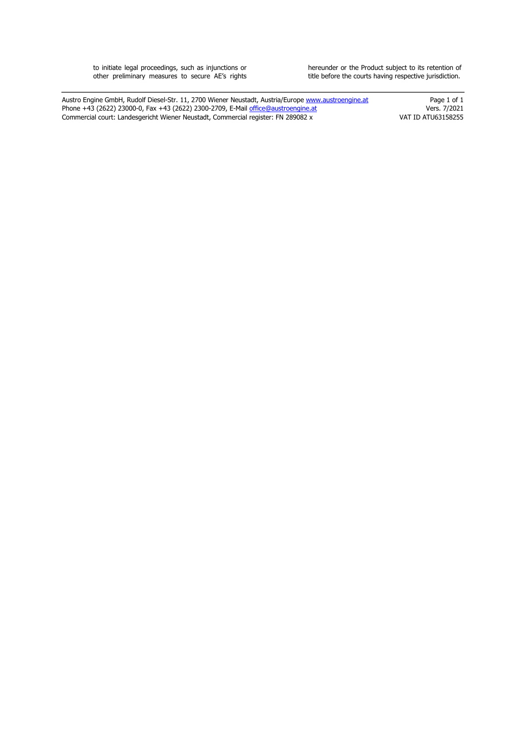to initiate legal proceedings, such as injunctions or other preliminary measures to secure AE's rights hereunder or the Product subject to its retention of title before the courts having respective jurisdiction.